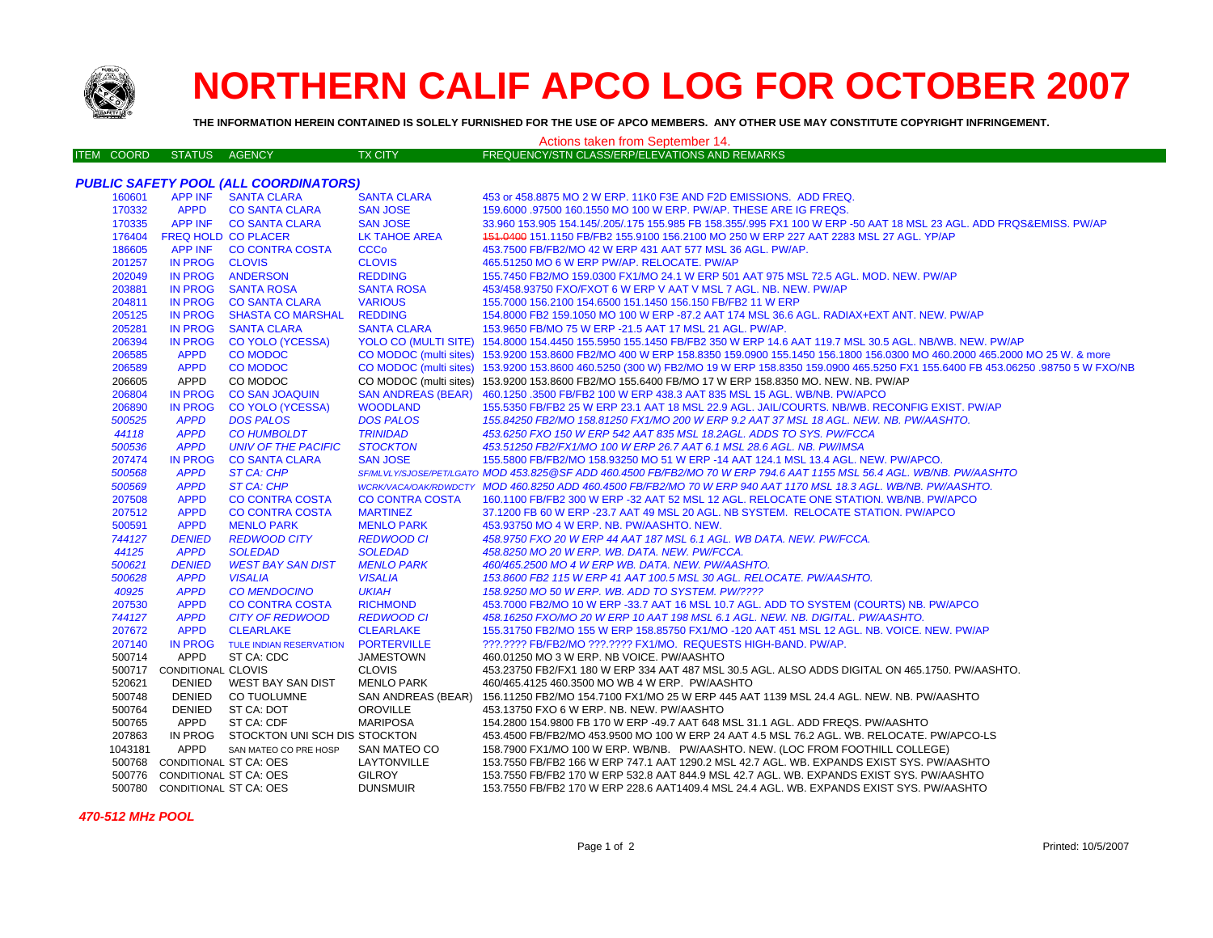# NORTHERN CALIF APCO LOG FOR OCTOBER 2007

**THE INFORMATION HEREIN CONTAINED IS SOLELY FURNISHED FOR THE USE OF APCO MEMBERS. ANY OTHER USE MAY CONSTITUTE COPYRIGHT INFRINGEMENT.**

Actions taken from September 14.

| ITEM COORD | STATUS | AGENCY | TX CITY | FREQUENCY/STN CLASS/ERP/ELEVATIONS AND REMARKS |
|---|---|---|---|---|
| ***PUBLIC SAFETY POOL (ALL COORDINATORS)*** | | | | |
| 160601 | APP INF | SANTA CLARA | SANTA CLARA | 453 or 458.8875 MO 2 W ERP. 11K0 F3E AND F2D EMISSIONS. ADD FREQ. |
| 170332 | APPD | CO SANTA CLARA | SAN JOSE | 159.6000 .97500 160.1550 MO 100 W ERP. PW/AP. THESE ARE IG FREQS. |
| 170335 | APP INF | CO SANTA CLARA | SAN JOSE | 33.960 153.905 154.145/.205/.175 155.985 FB 158.355/.995 FX1 100 W ERP -50 AAT 18 MSL 23 AGL. ADD FRQS&EMISS. PW/AP |
| 176404 | FREQ HOLD | CO PLACER | LK TAHOE AREA | ~~151.0400~~ 151.1150 FB/FB2 155.9100 156.2100 MO 250 W ERP 227 AAT 2283 MSL 27 AGL. YP/AP |
| 186605 | APP INF | CO CONTRA COSTA | CCCo | 453.7500 FB/FB2/MO 42 W ERP 431 AAT 577 MSL 36 AGL. PW/AP. |
| 201257 | IN PROG | CLOVIS | CLOVIS | 465.51250 MO 6 W ERP PW/AP. RELOCATE. PW/AP |
| 202049 | IN PROG | ANDERSON | REDDING | 155.7450 FB2/MO 159.0300 FX1/MO 24.1 W ERP 501 AAT 975 MSL 72.5 AGL. MOD. NEW. PW/AP |
| 203881 | IN PROG | SANTA ROSA | SANTA ROSA | 453/458.93750 FXO/FXOT 6 W ERP V AAT V MSL 7 AGL. NB. NEW. PW/AP |
| 204811 | IN PROG | CO SANTA CLARA | VARIOUS | 155.7000 156.2100 154.1450 156.150 FB/FB2 11 W ERP |
| 205125 | IN PROG | SHASTA CO MARSHAL | REDDING | 154.8000 FB2 159.1050 MO 100 W ERP -87.2 AAT 174 MSL 36.6 AGL. RADIAX+EXT ANT. NEW. PW/AP |
| 205281 | IN PROG | SANTA CLARA | SANTA CLARA | 153.9650 FB/MO 75 W ERP -21.5 AAT 17 MSL 21 AGL. PW/AP. |
| 206394 | IN PROG | CO YOLO (YCESSA) | YOLO CO (MULTI SITE) | 154.8000 154.4450 155.5950 155.1450 FB/FB2 350 W ERP 14.6 AAT 119.7 MSL 30.5 AGL. NB/WB. NEW. PW/AP |
| 206585 | APPD | CO MODOC | CO MODOC (multi sites) | 153.9200 153.8600 FB2/MO 400 W ERP 158.8350 159.0900 155.1450 156.1800 156.0300 MO 460.2000 465.2000 MO 25 W. & more |
| 206589 | APPD | CO MODOC | CO MODOC (multi sites) | 153.9200 153.8600 460.5250 (300 W) FB2/MO 19 W ERP 158.8350 159.0900 465.5250 FX1 155.6400 FB 453.06250 .98750 5 W FXO/NB |
| 206605 | APPD | CO MODOC | CO MODOC (multi sites) | 153.9200 153.8600 FB2/MO 155.6400 FB/MO 17 W ERP 158.8350 MO. NEW. NB. PW/AP |
| 206804 | IN PROG | CO SAN JOAQUIN | SAN ANDREAS (BEAR) | 460.1250 .3500 FB/FB2 100 W ERP 438.3 AAT 835 MSL 15 AGL. WB/NB. PW/APCO |
| 206890 | IN PROG | CO YOLO (YCESSA) | WOODLAND | 155.5350 FB/FB2 25 W ERP 23.1 AAT 18 MSL 22.9 AGL. JAIL/COURTS. NB/WB. RECONFIG EXIST. PW/AP |
| *500525* | *APPD* | *DOS PALOS* | *DOS PALOS* | *155.84250 FB2/MO 158.81250 FX1/MO 200 W ERP 9.2 AAT 37 MSL 18 AGL. NEW. NB. PW/AASHTO.* |
| *44118* | *APPD* | *CO HUMBOLDT* | *TRINIDAD* | *453.6250 FXO 150 W ERP 542 AAT 835 MSL 18.2AGL. ADDS TO SYS. PW/FCCA* |
| *500536* | *APPD* | *UNIV OF THE PACIFIC* | *STOCKTON* | *453.51250 FB2/FX1/MO 100 W ERP 26.7 AAT 6.1 MSL 28.6 AGL. NB. PW/IMSA* |
| 207474 | IN PROG | CO SANTA CLARA | SAN JOSE | 155.5800 FB/FB2/MO 158.93250 MO 51 W ERP -14 AAT 124.1 MSL 13.4 AGL. NEW. PW/APCO. |
| *500568* | *APPD* | *ST CA: CHP* | *SF/MLVLY/SJOSE/PET/LGATO* | *MOD 453.825@SF ADD 460.4500 FB/FB2/MO 70 W ERP 794.6 AAT 1155 MSL 56.4 AGL. WB/NB. PW/AASHTO* |
| *500569* | *APPD* | *ST CA: CHP* | *WCRK/VACA/OAK/RDWDCTY* | *MOD 460.8250 ADD 460.4500 FB/FB2/MO 70 W ERP 940 AAT 1170 MSL 18.3 AGL. WB/NB. PW/AASHTO.* |
| 207508 | APPD | CO CONTRA COSTA | CO CONTRA COSTA | 160.1100 FB/FB2 300 W ERP -32 AAT 52 MSL 12 AGL. RELOCATE ONE STATION. WB/NB. PW/APCO |
| 207512 | APPD | CO CONTRA COSTA | MARTINEZ | 37.1200 FB 60 W ERP -23.7 AAT 49 MSL 20 AGL. NB SYSTEM. RELOCATE STATION. PW/APCO |
| 500591 | APPD | MENLO PARK | MENLO PARK | 453.93750 MO 4 W ERP. NB. PW/AASHTO. NEW. |
| *744127* | *DENIED* | *REDWOOD CITY* | *REDWOOD CI* | *458.9750 FXO 20 W ERP 44 AAT 187 MSL 6.1 AGL. WB DATA. NEW. PW/FCCA.* |
| *44125* | *APPD* | *SOLEDAD* | *SOLEDAD* | *458.8250 MO 20 W ERP. WB. DATA. NEW. PW/FCCA.* |
| *500621* | *DENIED* | *WEST BAY SAN DIST* | *MENLO PARK* | *460/465.2500 MO 4 W ERP WB. DATA. NEW. PW/AASHTO.* |
| *500628* | *APPD* | *VISALIA* | *VISALIA* | *153.8600 FB2 115 W ERP 41 AAT 100.5 MSL 30 AGL. RELOCATE. PW/AASHTO.* |
| *40925* | *APPD* | *CO MENDOCINO* | *UKIAH* | *158.9250 MO 50 W ERP. WB. ADD TO SYSTEM. PW/????* |
| 207530 | APPD | CO CONTRA COSTA | RICHMOND | 453.7000 FB2/MO 10 W ERP -33.7 AAT 16 MSL 10.7 AGL. ADD TO SYSTEM (COURTS) NB. PW/APCO |
| *744127* | *APPD* | *CITY OF REDWOOD* | *REDWOOD CI* | *458.16250 FXO/MO 20 W ERP 10 AAT 198 MSL 6.1 AGL. NEW. NB. DIGITAL. PW/AASHTO.* |
| 207672 | APPD | CLEARLAKE | CLEARLAKE | 155.31750 FB2/MO 155 W ERP 158.85750 FX1/MO -120 AAT 451 MSL 12 AGL. NB. VOICE. NEW. PW/AP |
| 207140 | IN PROG | TULE INDIAN RESERVATION | PORTERVILLE | ???.???? FB/FB2/MO ???.???? FX1/MO. REQUESTS HIGH-BAND. PW/AP. |
| 500714 | APPD | ST CA: CDC | JAMESTOWN | 460.01250 MO 3 W ERP. NB VOICE. PW/AASHTO |
| 500717 | CONDITIONAL | CLOVIS | CLOVIS | 453.23750 FB2/FX1 180 W ERP 334 AAT 487 MSL 30.5 AGL. ALSO ADDS DIGITAL ON 465.1750. PW/AASHTO. |
| 520621 | DENIED | WEST BAY SAN DIST | MENLO PARK | 460/465.4125 460.3500 MO WB 4 W ERP. PW/AASHTO |
| 500748 | DENIED | CO TUOLUMNE | SAN ANDREAS (BEAR) | 156.11250 FB2/MO 154.7100 FX1/MO 25 W ERP 445 AAT 1139 MSL 24.4 AGL. NEW. NB. PW/AASHTO |
| 500764 | DENIED | ST CA: DOT | OROVILLE | 453.13750 FXO 6 W ERP. NB. NEW. PW/AASHTO |
| 500765 | APPD | ST CA: CDF | MARIPOSA | 154.2800 154.9800 FB 170 W ERP -49.7 AAT 648 MSL 31.1 AGL. ADD FREQS. PW/AASHTO |
| 207863 | IN PROG | STOCKTON UNI SCH DIS | STOCKTON | 453.4500 FB/FB2/MO 453.9500 MO 100 W ERP 24 AAT 4.5 MSL 76.2 AGL. WB. RELOCATE. PW/APCO-LS |
| 1043181 | APPD | SAN MATEO CO PRE HOSP | SAN MATEO CO | 158.7900 FX1/MO 100 W ERP. WB/NB. PW/AASHTO. NEW. (LOC FROM FOOTHILL COLLEGE) |
| 500768 | CONDITIONAL | ST CA: OES | LAYTONVILLE | 153.7550 FB/FB2 166 W ERP 747.1 AAT 1290.2 MSL 42.7 AGL. WB. EXPANDS EXIST SYS. PW/AASHTO |
| 500776 | CONDITIONAL | ST CA: OES | GILROY | 153.7550 FB/FB2 170 W ERP 532.8 AAT 844.9 MSL 42.7 AGL. WB. EXPANDS EXIST SYS. PW/AASHTO |
| 500780 | CONDITIONAL | ST CA: OES | DUNSMUIR | 153.7550 FB/FB2 170 W ERP 228.6 AAT1409.4 MSL 24.4 AGL. WB. EXPANDS EXIST SYS. PW/AASHTO |

***470-512 MHz POOL***

Printed: 10/5/2007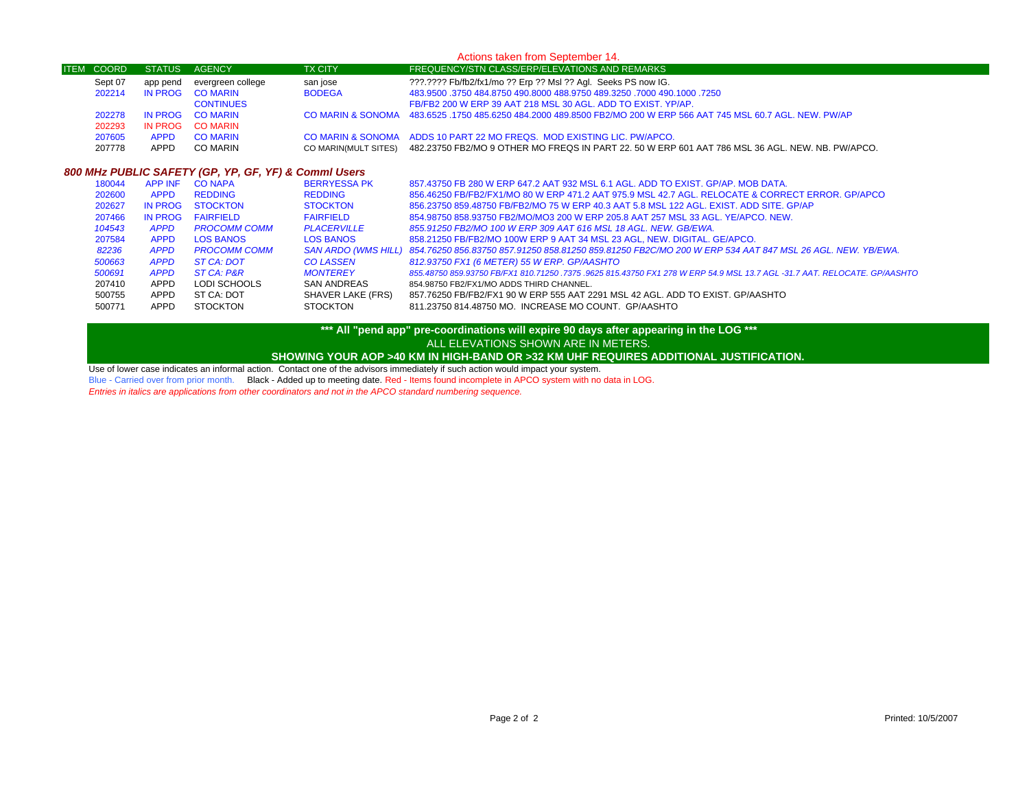Actions taken from September 14.

| ITEM | COORD | STATUS | AGENCY | TX CITY | FREQUENCY/STN CLASS/ERP/ELEVATIONS AND REMARKS |
|---|---|---|---|---|---|
| | Sept 07 | app pend | evergreen college | san jose | ???.???? Fb/fb2/fx1/mo ?? Erp ?? Msl ?? Agl. Seeks PS now IG. |
| | 202214 | IN PROG | CO MARIN | BODEGA | 483.9500 .3750 484.8750 490.8000 488.9750 489.3250 .7000 490.1000 .7250 |
| | | | CONTINUES | | FB/FB2 200 W ERP 39 AAT 218 MSL 30 AGL. ADD TO EXIST. YP/AP. |
| | 202278 | IN PROG | CO MARIN | CO MARIN & SONOMA | 483.6525 .1750 485.6250 484.2000 489.8500 FB2/MO 200 W ERP 566 AAT 745 MSL 60.7 AGL. NEW. PW/AP |
| | 202293 | IN PROG | CO MARIN | | |
| | 207605 | APPD | CO MARIN | CO MARIN & SONOMA | ADDS 10 PART 22 MO FREQS. MOD EXISTING LIC. PW/APCO. |
| | 207778 | APPD | CO MARIN | CO MARIN(MULT SITES) | 482.23750 FB2/MO 9 OTHER MO FREQS IN PART 22. 50 W ERP 601 AAT 786 MSL 36 AGL. NEW. NB. PW/APCO. |

### *800 MHz PUBLIC SAFETY (GP, YP, GF, YF) & Comml Users*

| ITEM | COORD | STATUS | AGENCY | TX CITY | FREQUENCY/STN CLASS/ERP/ELEVATIONS AND REMARKS |
|---|---|---|---|---|---|
| | 180044 | APP INF | CO NAPA | BERRYESSA PK | 857.43750 FB 280 W ERP 647.2 AAT 932 MSL 6.1 AGL. ADD TO EXIST. GP/AP. MOB DATA. |
| | 202600 | APPD | REDDING | REDDING | 856.46250 FB/FB2/FX1/MO 80 W ERP 471.2 AAT 975.9 MSL 42.7 AGL. RELOCATE & CORRECT ERROR. GP/APCO |
| | 202627 | IN PROG | STOCKTON | STOCKTON | 856.23750 859.48750 FB/FB2/MO 75 W ERP 40.3 AAT 5.8 MSL 122 AGL. EXIST. ADD SITE. GP/AP |
| | 207466 | IN PROG | FAIRFIELD | FAIRFIELD | 854.98750 858.93750 FB2/MO/MO3 200 W ERP 205.8 AAT 257 MSL 33 AGL. YE/APCO. NEW. |
| | *104543* | *APPD* | *PROCOMM COMM* | *PLACERVILLE* | *855.91250 FB2/MO 100 W ERP 309 AAT 616 MSL 18 AGL. NEW. GB/EWA.* |
| | 207584 | APPD | LOS BANOS | LOS BANOS | 858.21250 FB/FB2/MO 100W ERP 9 AAT 34 MSL 23 AGL, NEW. DIGITAL. GE/APCO. |
| | *82236* | *APPD* | *PROCOMM COMM* | *SAN ARDO (WMS HILL)* | *854.76250 856.83750 857.91250 858.81250 859.81250 FB2C/MO 200 W ERP 534 AAT 847 MSL 26 AGL. NEW. YB/EWA.* |
| | *500663* | *APPD* | *ST CA: DOT* | *CO LASSEN* | *812.93750 FX1 (6 METER) 55 W ERP. GP/AASHTO* |
| | *500691* | *APPD* | *ST CA: P&R* | *MONTEREY* | *855.48750 859.93750 FB/FX1 810.71250 .7375 .9625 815.43750 FX1 278 W ERP 54.9 MSL 13.7 AGL -31.7 AAT. RELOCATE. GP/AASHTO* |
| | 207410 | APPD | LODI SCHOOLS | SAN ANDREAS | 854.98750 FB2/FX1/MO ADDS THIRD CHANNEL. |
| | 500755 | APPD | ST CA: DOT | SHAVER LAKE (FRS) | 857.76250 FB/FB2/FX1 90 W ERP 555 AAT 2291 MSL 42 AGL. ADD TO EXIST. GP/AASHTO |
| | 500771 | APPD | STOCKTON | STOCKTON | 811.23750 814.48750 MO. INCREASE MO COUNT. GP/AASHTO |

**\*\*\* All "pend app" pre-coordinations will expire 90 days after appearing in the LOG \*\*\***

ALL ELEVATIONS SHOWN ARE IN METERS.

**SHOWING YOUR AOP >40 KM IN HIGH-BAND OR >32 KM UHF REQUIRES ADDITIONAL JUSTIFICATION.**

Use of lower case indicates an informal action. Contact one of the advisors immediately if such action would impact your system.

Blue - Carried over from prior month. Black - Added up to meeting date. Red - Items found incomplete in APCO system with no data in LOG.

*Entries in italics are applications from other coordinators and not in the APCO standard numbering sequence.*

Printed: 10/5/2007